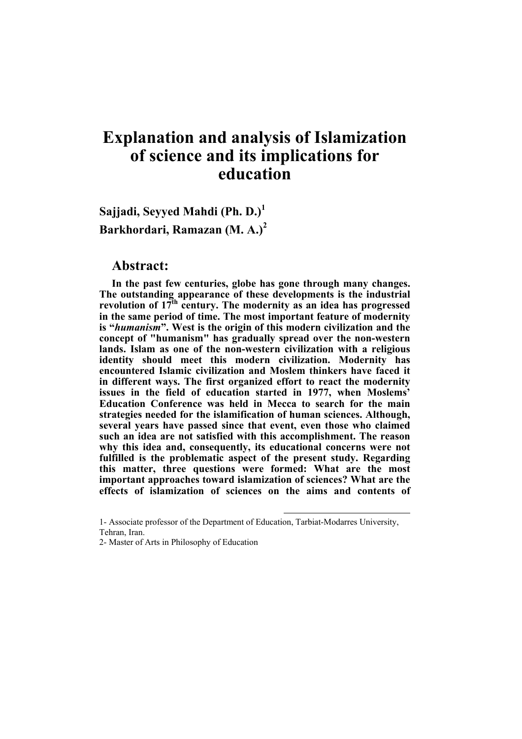# Explanation and analysis of Islamization of science and its implications for education

**Sajjadi, Seyyed Mahdi (Ph. D.)[1]**
**Barkhordari, Ramazan (M. A.)[2]**

## Abstract:

**In the past few centuries, globe has gone through many changes. The outstanding appearance of these developments is the industrial revolution of 17th century. The modernity as an idea has progressed in the same period of time. The most important feature of modernity is "*humanism*". West is the origin of this modern civilization and the concept of "humanism" has gradually spread over the non-western lands. Islam as one of the non-western civilization with a religious identity should meet this modern civilization. Modernity has encountered Islamic civilization and Moslem thinkers have faced it in different ways. The first organized effort to react the modernity issues in the field of education started in 1977, when Moslems' Education Conference was held in Mecca to search for the main strategies needed for the islamification of human sciences. Although, several years have passed since that event, even those who claimed such an idea are not satisfied with this accomplishment. The reason why this idea and, consequently, its educational concerns were not fulfilled is the problematic aspect of the present study. Regarding this matter, three questions were formed: What are the most important approaches toward islamization of sciences? What are the effects of islamization of sciences on the aims and contents of**

---

1- Associate professor of the Department of Education, Tarbiat-Modarres University, Tehran, Iran.

2- Master of Arts in Philosophy of Education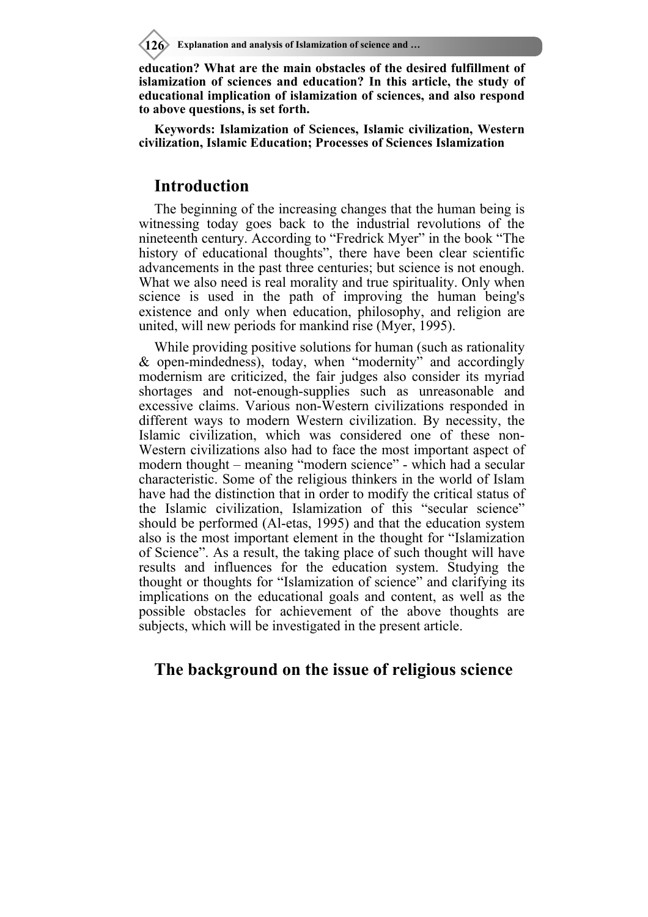**education? What are the main obstacles of the desired fulfillment of islamization of sciences and education? In this article, the study of educational implication of islamization of sciences, and also respond to above questions, is set forth.**

**Keywords: Islamization of Sciences, Islamic civilization, Western civilization, Islamic Education; Processes of Sciences Islamization**

## Introduction

The beginning of the increasing changes that the human being is witnessing today goes back to the industrial revolutions of the nineteenth century. According to "Fredrick Myer" in the book "The history of educational thoughts", there have been clear scientific advancements in the past three centuries; but science is not enough. What we also need is real morality and true spirituality. Only when science is used in the path of improving the human being's existence and only when education, philosophy, and religion are united, will new periods for mankind rise (Myer, 1995).

While providing positive solutions for human (such as rationality & open-mindedness), today, when "modernity" and accordingly modernism are criticized, the fair judges also consider its myriad shortages and not-enough-supplies such as unreasonable and excessive claims. Various non-Western civilizations responded in different ways to modern Western civilization. By necessity, the Islamic civilization, which was considered one of these non-Western civilizations also had to face the most important aspect of modern thought – meaning "modern science" - which had a secular characteristic. Some of the religious thinkers in the world of Islam have had the distinction that in order to modify the critical status of the Islamic civilization, Islamization of this "secular science" should be performed (Al-etas, 1995) and that the education system also is the most important element in the thought for "Islamization of Science". As a result, the taking place of such thought will have results and influences for the education system. Studying the thought or thoughts for "Islamization of science" and clarifying its implications on the educational goals and content, as well as the possible obstacles for achievement of the above thoughts are subjects, which will be investigated in the present article.

## The background on the issue of religious science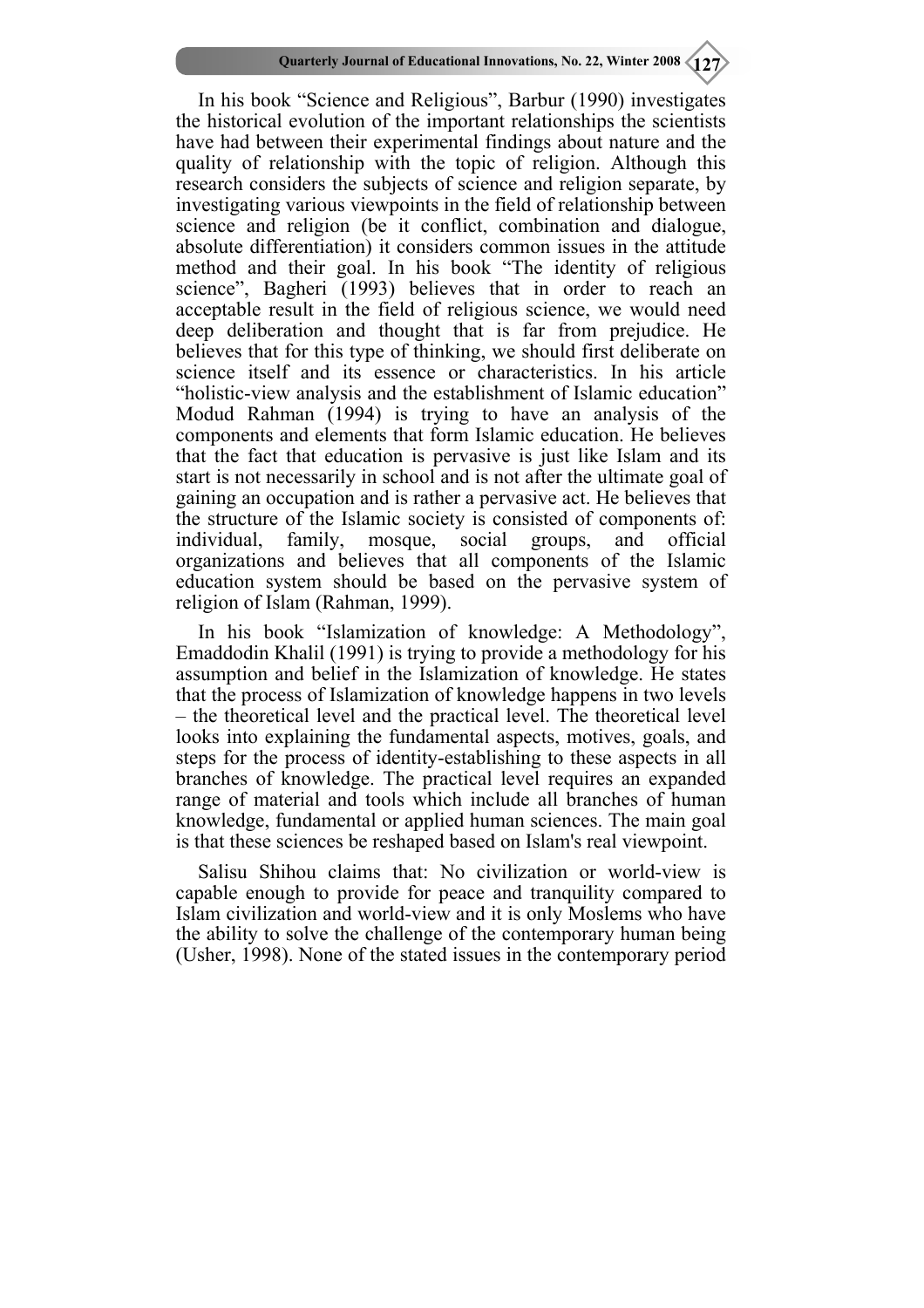In his book "Science and Religious", Barbur (1990) investigates the historical evolution of the important relationships the scientists have had between their experimental findings about nature and the quality of relationship with the topic of religion. Although this research considers the subjects of science and religion separate, by investigating various viewpoints in the field of relationship between science and religion (be it conflict, combination and dialogue, absolute differentiation) it considers common issues in the attitude method and their goal. In his book "The identity of religious science", Bagheri (1993) believes that in order to reach an acceptable result in the field of religious science, we would need deep deliberation and thought that is far from prejudice. He believes that for this type of thinking, we should first deliberate on science itself and its essence or characteristics. In his article "holistic-view analysis and the establishment of Islamic education" Modud Rahman (1994) is trying to have an analysis of the components and elements that form Islamic education. He believes that the fact that education is pervasive is just like Islam and its start is not necessarily in school and is not after the ultimate goal of gaining an occupation and is rather a pervasive act. He believes that the structure of the Islamic society is consisted of components of: individual, family, mosque, social groups, and official organizations and believes that all components of the Islamic education system should be based on the pervasive system of religion of Islam (Rahman, 1999).

In his book "Islamization of knowledge: A Methodology", Emaddodin Khalil (1991) is trying to provide a methodology for his assumption and belief in the Islamization of knowledge. He states that the process of Islamization of knowledge happens in two levels – the theoretical level and the practical level. The theoretical level looks into explaining the fundamental aspects, motives, goals, and steps for the process of identity-establishing to these aspects in all branches of knowledge. The practical level requires an expanded range of material and tools which include all branches of human knowledge, fundamental or applied human sciences. The main goal is that these sciences be reshaped based on Islam's real viewpoint.

Salisu Shihou claims that: No civilization or world-view is capable enough to provide for peace and tranquility compared to Islam civilization and world-view and it is only Moslems who have the ability to solve the challenge of the contemporary human being (Usher, 1998). None of the stated issues in the contemporary period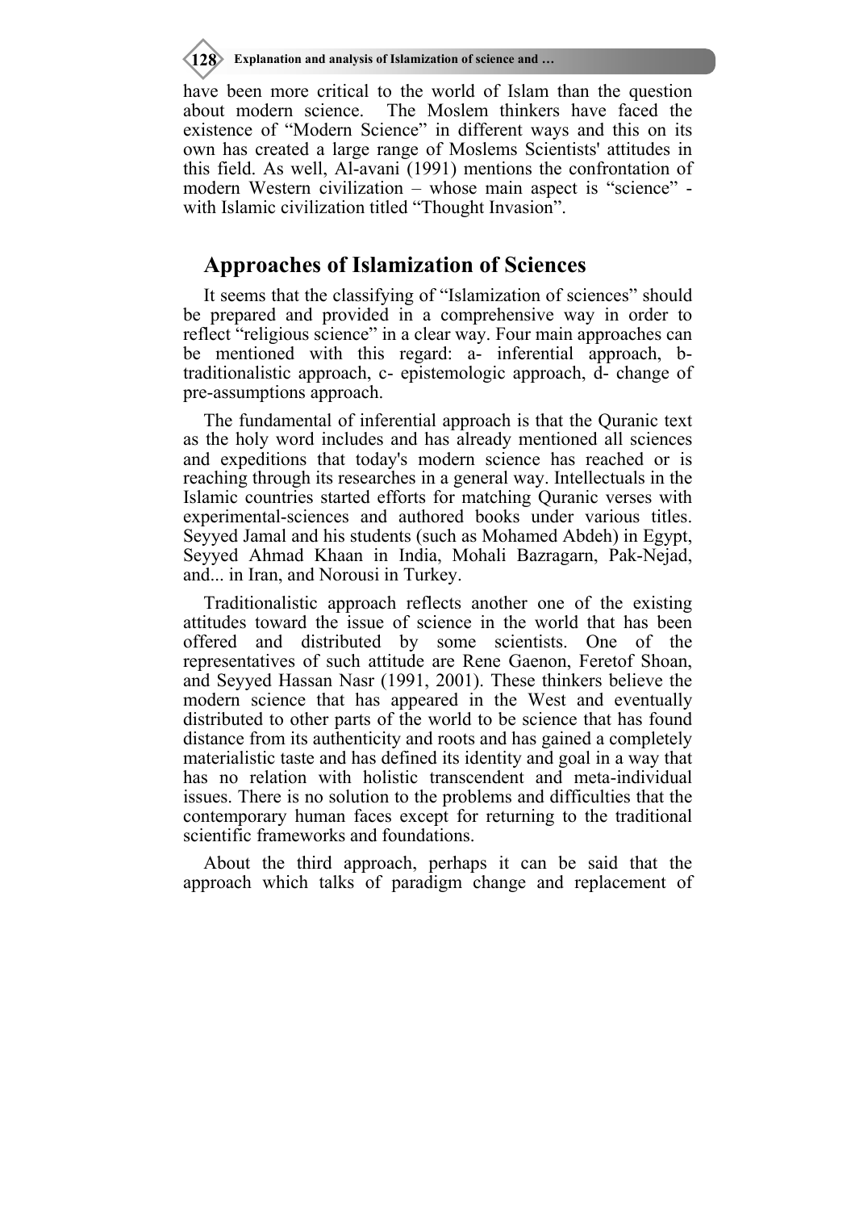have been more critical to the world of Islam than the question about modern science. The Moslem thinkers have faced the existence of "Modern Science" in different ways and this on its own has created a large range of Moslems Scientists' attitudes in this field. As well, Al-avani (1991) mentions the confrontation of modern Western civilization – whose main aspect is "science" - with Islamic civilization titled "Thought Invasion".

## Approaches of Islamization of Sciences

It seems that the classifying of "Islamization of sciences" should be prepared and provided in a comprehensive way in order to reflect "religious science" in a clear way. Four main approaches can be mentioned with this regard: a- inferential approach, b- traditionalistic approach, c- epistemologic approach, d- change of pre-assumptions approach.

The fundamental of inferential approach is that the Quranic text as the holy word includes and has already mentioned all sciences and expeditions that today's modern science has reached or is reaching through its researches in a general way. Intellectuals in the Islamic countries started efforts for matching Quranic verses with experimental-sciences and authored books under various titles. Seyyed Jamal and his students (such as Mohamed Abdeh) in Egypt, Seyyed Ahmad Khaan in India, Mohali Bazragarn, Pak-Nejad, and... in Iran, and Norousi in Turkey.

Traditionalistic approach reflects another one of the existing attitudes toward the issue of science in the world that has been offered and distributed by some scientists. One of the representatives of such attitude are Rene Gaenon, Feretof Shoan, and Seyyed Hassan Nasr (1991, 2001). These thinkers believe the modern science that has appeared in the West and eventually distributed to other parts of the world to be science that has found distance from its authenticity and roots and has gained a completely materialistic taste and has defined its identity and goal in a way that has no relation with holistic transcendent and meta-individual issues. There is no solution to the problems and difficulties that the contemporary human faces except for returning to the traditional scientific frameworks and foundations.

About the third approach, perhaps it can be said that the approach which talks of paradigm change and replacement of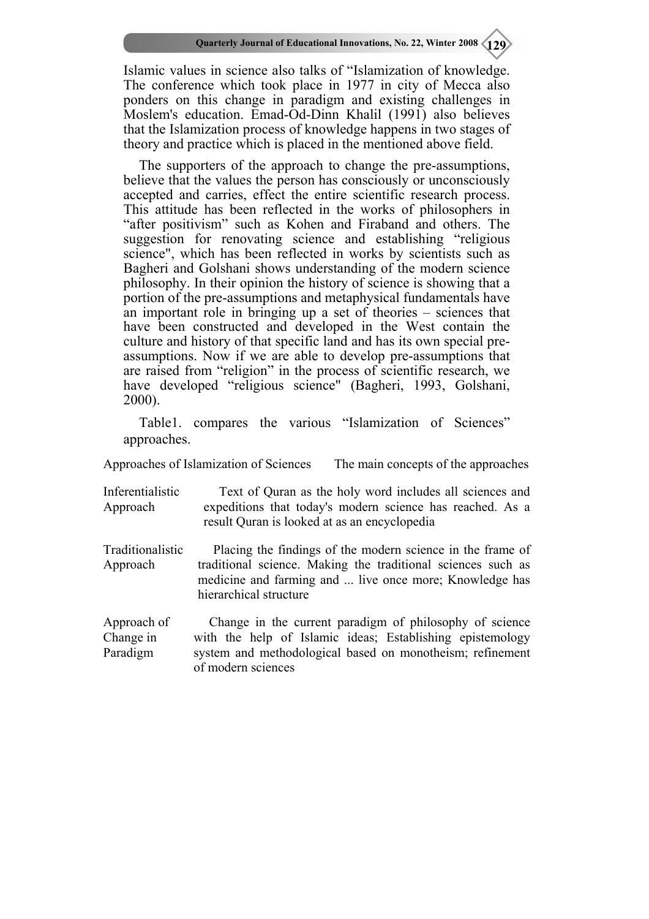Islamic values in science also talks of "Islamization of knowledge. The conference which took place in 1977 in city of Mecca also ponders on this change in paradigm and existing challenges in Moslem's education. Emad-Od-Dinn Khalil (1991) also believes that the Islamization process of knowledge happens in two stages of theory and practice which is placed in the mentioned above field.

The supporters of the approach to change the pre-assumptions, believe that the values the person has consciously or unconsciously accepted and carries, effect the entire scientific research process. This attitude has been reflected in the works of philosophers in "after positivism" such as Kohen and Firaband and others. The suggestion for renovating science and establishing "religious science", which has been reflected in works by scientists such as Bagheri and Golshani shows understanding of the modern science philosophy. In their opinion the history of science is showing that a portion of the pre-assumptions and metaphysical fundamentals have an important role in bringing up a set of theories – sciences that have been constructed and developed in the West contain the culture and history of that specific land and has its own special pre-assumptions. Now if we are able to develop pre-assumptions that are raised from "religion" in the process of scientific research, we have developed "religious science" (Bagheri, 1993, Golshani, 2000).

Table1. compares the various "Islamization of Sciences" approaches.

| Approaches of Islamization of Sciences | The main concepts of the approaches |
| --- | --- |
| Inferentialistic Approach | Text of Quran as the holy word includes all sciences and expeditions that today's modern science has reached. As a result Quran is looked at as an encyclopedia |
| Traditionalistic Approach | Placing the findings of the modern science in the frame of traditional science. Making the traditional sciences such as medicine and farming and ... live once more; Knowledge has hierarchical structure |
| Approach of Change in Paradigm | Change in the current paradigm of philosophy of science with the help of Islamic ideas; Establishing epistemology system and methodological based on monotheism; refinement of modern sciences |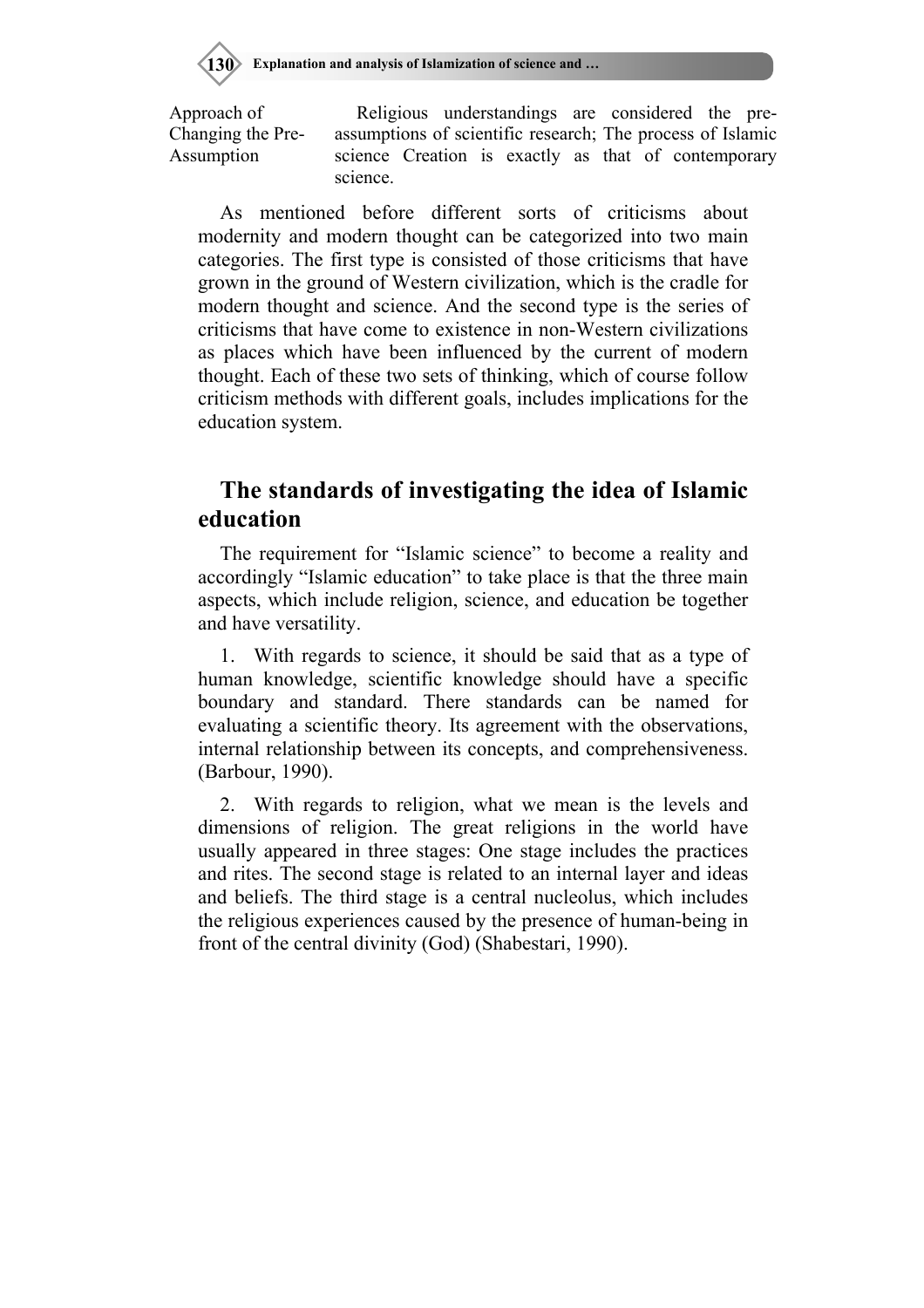| Approach of Changing the Pre-Assumption | Religious understandings are considered the pre-assumptions of scientific research; The process of Islamic science Creation is exactly as that of contemporary science. |
|---|---|

As mentioned before different sorts of criticisms about modernity and modern thought can be categorized into two main categories. The first type is consisted of those criticisms that have grown in the ground of Western civilization, which is the cradle for modern thought and science. And the second type is the series of criticisms that have come to existence in non-Western civilizations as places which have been influenced by the current of modern thought. Each of these two sets of thinking, which of course follow criticism methods with different goals, includes implications for the education system.

## The standards of investigating the idea of Islamic education

The requirement for "Islamic science" to become a reality and accordingly "Islamic education" to take place is that the three main aspects, which include religion, science, and education be together and have versatility.

1. With regards to science, it should be said that as a type of human knowledge, scientific knowledge should have a specific boundary and standard. There standards can be named for evaluating a scientific theory. Its agreement with the observations, internal relationship between its concepts, and comprehensiveness. (Barbour, 1990).

2. With regards to religion, what we mean is the levels and dimensions of religion. The great religions in the world have usually appeared in three stages: One stage includes the practices and rites. The second stage is related to an internal layer and ideas and beliefs. The third stage is a central nucleolus, which includes the religious experiences caused by the presence of human-being in front of the central divinity (God) (Shabestari, 1990).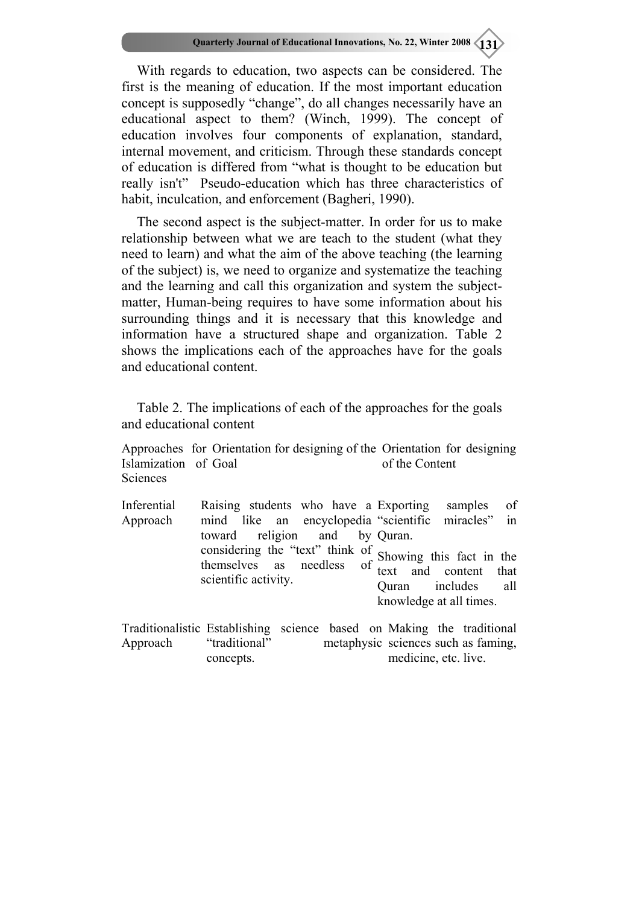With regards to education, two aspects can be considered. The first is the meaning of education. If the most important education concept is supposedly "change", do all changes necessarily have an educational aspect to them? (Winch, 1999). The concept of education involves four components of explanation, standard, internal movement, and criticism. Through these standards concept of education is differed from "what is thought to be education but really isn't" Pseudo-education which has three characteristics of habit, inculcation, and enforcement (Bagheri, 1990).

The second aspect is the subject-matter. In order for us to make relationship between what we are teach to the student (what they need to learn) and what the aim of the above teaching (the learning of the subject) is, we need to organize and systematize the teaching and the learning and call this organization and system the subject-matter, Human-being requires to have some information about his surrounding things and it is necessary that this knowledge and information have a structured shape and organization. Table 2 shows the implications each of the approaches have for the goals and educational content.

Table 2. The implications of each of the approaches for the goals and educational content

| Approaches for Islamization Sciences | Orientation for designing of the of Goal | Orientation for designing of the Content |
|---|---|---|
| Inferential Approach | Raising students who have a mind like an encyclopedia toward religion and by considering the "text" think of themselves as needless of scientific activity. | Exporting samples of "scientific miracles" in Quran.<br>Showing this fact in the text and content that Quran includes all knowledge at all times. |
| Traditionalistic Approach | Establishing science based on "traditional" metaphysic concepts. | Making the traditional sciences such as faming, medicine, etc. live. |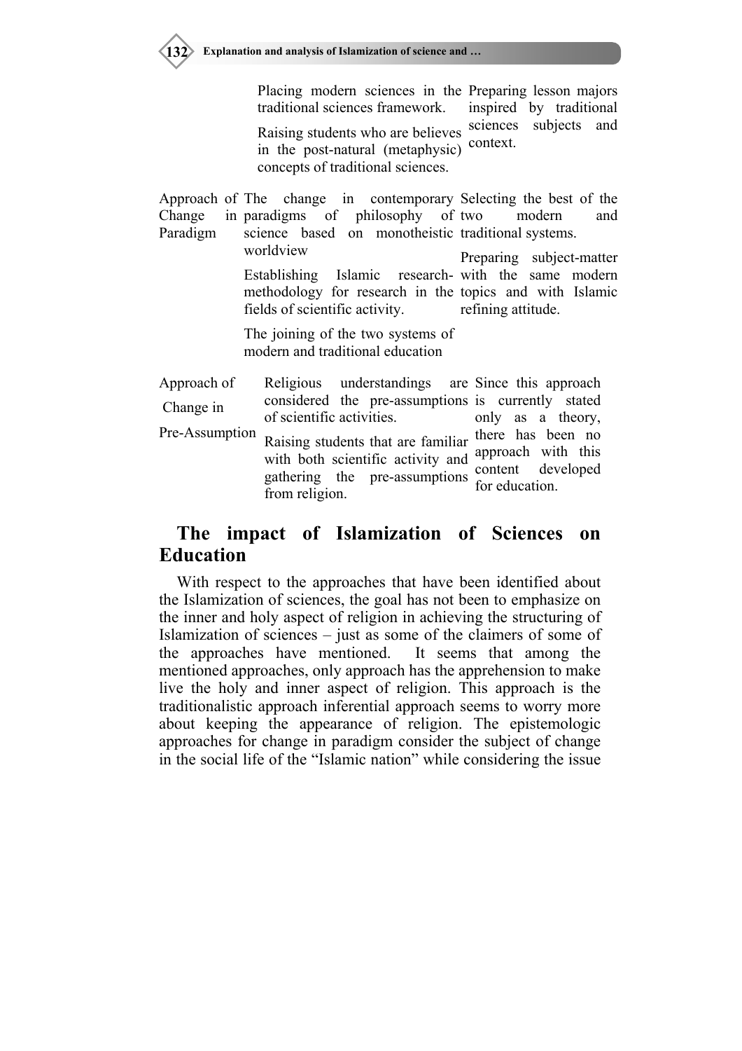| | | |
|---|---|---|
| | Placing modern sciences in the traditional sciences framework. Raising students who are believes in the post-natural (metaphysic) concepts of traditional sciences. | Preparing lesson majors inspired by traditional sciences subjects and context. |
| Approach of Change in Paradigm | The change in contemporary paradigms of philosophy of science based on monotheistic worldview Establishing Islamic research-methodology for research in the fields of scientific activity. The joining of the two systems of modern and traditional education | Selecting the best of the two modern and traditional systems. Preparing subject-matter with the same modern topics and with Islamic refining attitude. |
| Approach of Change in Pre-Assumption | Religious understandings are considered the pre-assumptions of scientific activities. Raising students that are familiar with both scientific activity and gathering the pre-assumptions from religion. | Since this approach is currently stated only as a theory, there has been no approach with this content developed for education. |

## The impact of Islamization of Sciences on Education

With respect to the approaches that have been identified about the Islamization of sciences, the goal has not been to emphasize on the inner and holy aspect of religion in achieving the structuring of Islamization of sciences – just as some of the claimers of some of the approaches have mentioned. It seems that among the mentioned approaches, only approach has the apprehension to make live the holy and inner aspect of religion. This approach is the traditionalistic approach inferential approach seems to worry more about keeping the appearance of religion. The epistemologic approaches for change in paradigm consider the subject of change in the social life of the "Islamic nation" while considering the issue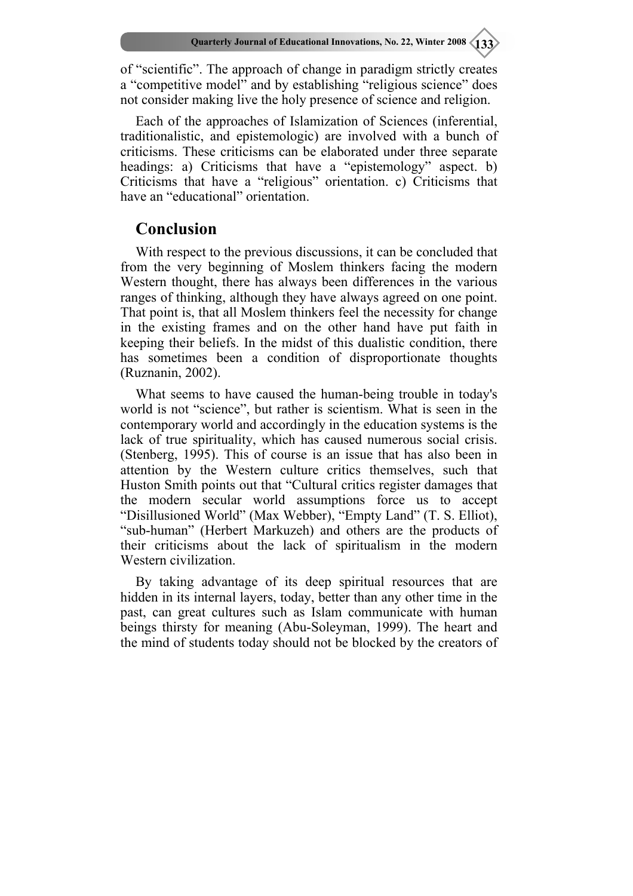of "scientific". The approach of change in paradigm strictly creates a "competitive model" and by establishing "religious science" does not consider making live the holy presence of science and religion.

Each of the approaches of Islamization of Sciences (inferential, traditionalistic, and epistemologic) are involved with a bunch of criticisms. These criticisms can be elaborated under three separate headings: a) Criticisms that have a "epistemology" aspect. b) Criticisms that have a "religious" orientation. c) Criticisms that have an "educational" orientation.

## Conclusion

With respect to the previous discussions, it can be concluded that from the very beginning of Moslem thinkers facing the modern Western thought, there has always been differences in the various ranges of thinking, although they have always agreed on one point. That point is, that all Moslem thinkers feel the necessity for change in the existing frames and on the other hand have put faith in keeping their beliefs. In the midst of this dualistic condition, there has sometimes been a condition of disproportionate thoughts (Ruznanin, 2002).

What seems to have caused the human-being trouble in today's world is not "science", but rather is scientism. What is seen in the contemporary world and accordingly in the education systems is the lack of true spirituality, which has caused numerous social crisis. (Stenberg, 1995). This of course is an issue that has also been in attention by the Western culture critics themselves, such that Huston Smith points out that "Cultural critics register damages that the modern secular world assumptions force us to accept "Disillusioned World" (Max Webber), "Empty Land" (T. S. Elliot), "sub-human" (Herbert Markuzeh) and others are the products of their criticisms about the lack of spiritualism in the modern Western civilization.

By taking advantage of its deep spiritual resources that are hidden in its internal layers, today, better than any other time in the past, can great cultures such as Islam communicate with human beings thirsty for meaning (Abu-Soleyman, 1999). The heart and the mind of students today should not be blocked by the creators of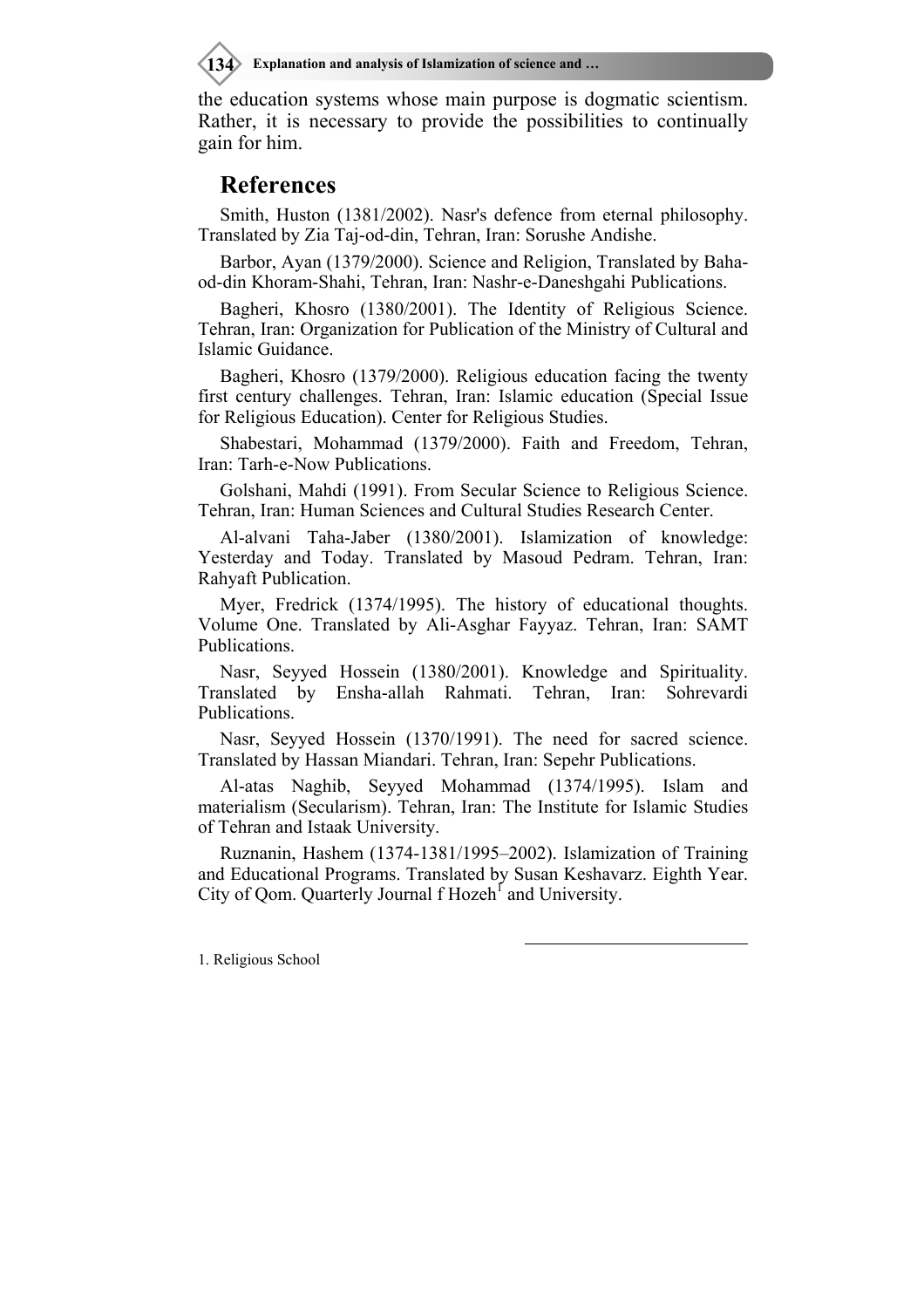the education systems whose main purpose is dogmatic scientism. Rather, it is necessary to provide the possibilities to continually gain for him.

## References

Smith, Huston (1381/2002). Nasr's defence from eternal philosophy. Translated by Zia Taj-od-din, Tehran, Iran: Sorushe Andishe.

Barbor, Ayan (1379/2000). Science and Religion, Translated by Baha-od-din Khoram-Shahi, Tehran, Iran: Nashr-e-Daneshgahi Publications.

Bagheri, Khosro (1380/2001). The Identity of Religious Science. Tehran, Iran: Organization for Publication of the Ministry of Cultural and Islamic Guidance.

Bagheri, Khosro (1379/2000). Religious education facing the twenty first century challenges. Tehran, Iran: Islamic education (Special Issue for Religious Education). Center for Religious Studies.

Shabestari, Mohammad (1379/2000). Faith and Freedom, Tehran, Iran: Tarh-e-Now Publications.

Golshani, Mahdi (1991). From Secular Science to Religious Science. Tehran, Iran: Human Sciences and Cultural Studies Research Center.

Al-alvani Taha-Jaber (1380/2001). Islamization of knowledge: Yesterday and Today. Translated by Masoud Pedram. Tehran, Iran: Rahyaft Publication.

Myer, Fredrick (1374/1995). The history of educational thoughts. Volume One. Translated by Ali-Asghar Fayyaz. Tehran, Iran: SAMT Publications.

Nasr, Seyyed Hossein (1380/2001). Knowledge and Spirituality. Translated by Ensha-allah Rahmati. Tehran, Iran: Sohrevardi Publications.

Nasr, Seyyed Hossein (1370/1991). The need for sacred science. Translated by Hassan Miandari. Tehran, Iran: Sepehr Publications.

Al-atas Naghib, Seyyed Mohammad (1374/1995). Islam and materialism (Secularism). Tehran, Iran: The Institute for Islamic Studies of Tehran and Istaak University.

Ruznanin, Hashem (1374-1381/1995–2002). Islamization of Training and Educational Programs. Translated by Susan Keshavarz. Eighth Year. City of Qom. Quarterly Journal f Hozeh[1] and University.

1. Religious School